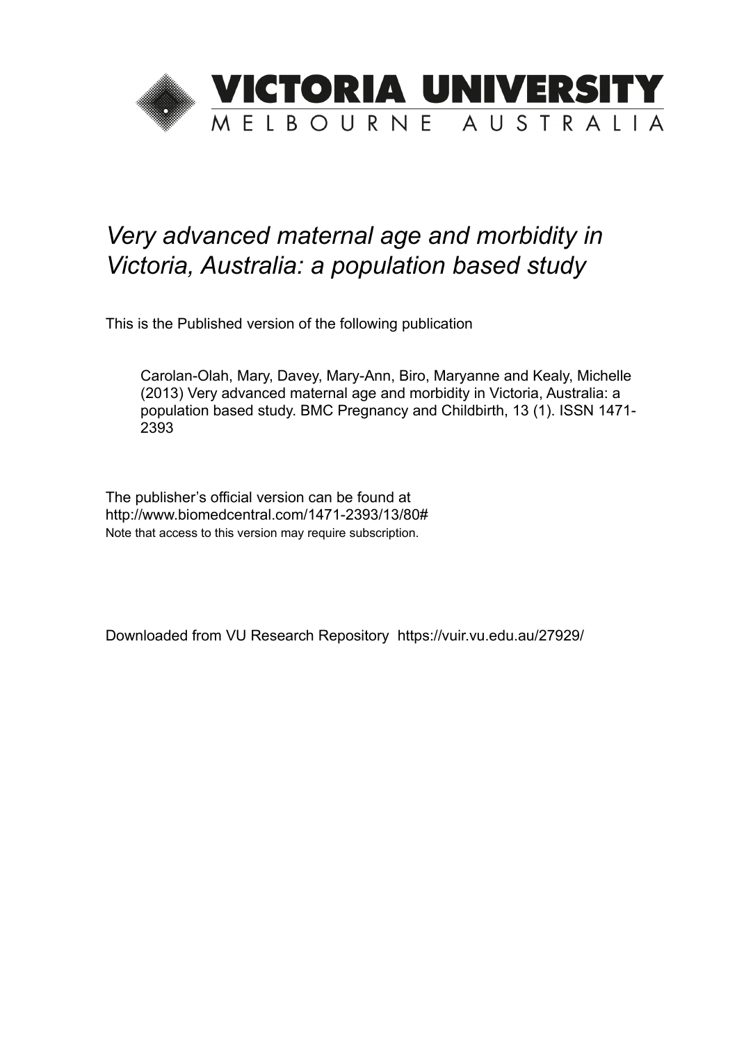VICTORIA UNIVERSITY
MELBOURNE AUSTRALIA

*Very advanced maternal age and morbidity in Victoria, Australia: a population based study*

This is the Published version of the following publication

Carolan-Olah, Mary, Davey, Mary-Ann, Biro, Maryanne and Kealy, Michelle (2013) Very advanced maternal age and morbidity in Victoria, Australia: a population based study. BMC Pregnancy and Childbirth, 13 (1). ISSN 1471-2393

The publisher's official version can be found at
http://www.biomedcentral.com/1471-2393/13/80#
Note that access to this version may require subscription.

Downloaded from VU Research Repository https://vuir.vu.edu.au/27929/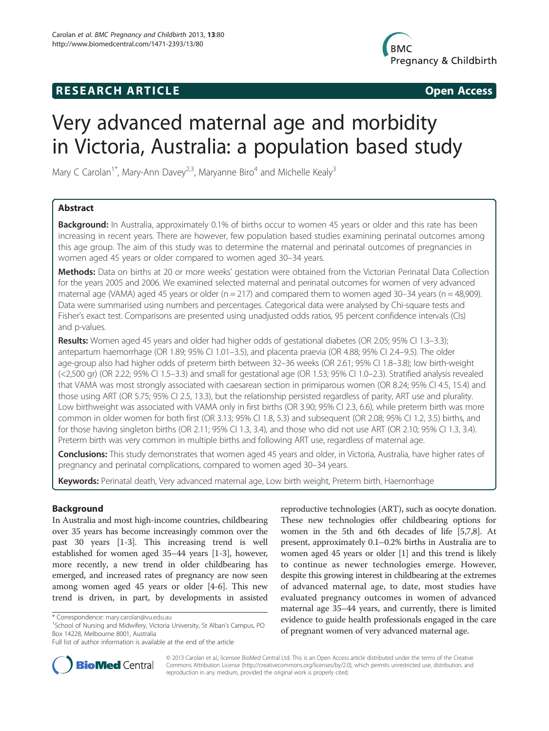# Very advanced maternal age and morbidity in Victoria, Australia: a population based study

Mary C Carolan[1*], Mary-Ann Davey[2,3], Maryanne Biro[4] and Michelle Kealy[3]

## Abstract

**Background:** In Australia, approximately 0.1% of births occur to women 45 years or older and this rate has been increasing in recent years. There are however, few population based studies examining perinatal outcomes among this age group. The aim of this study was to determine the maternal and perinatal outcomes of pregnancies in women aged 45 years or older compared to women aged 30–34 years.

**Methods:** Data on births at 20 or more weeks' gestation were obtained from the Victorian Perinatal Data Collection for the years 2005 and 2006. We examined selected maternal and perinatal outcomes for women of very advanced maternal age (VAMA) aged 45 years or older (n = 217) and compared them to women aged 30–34 years (n = 48,909). Data were summarised using numbers and percentages. Categorical data were analysed by Chi-square tests and Fisher's exact test. Comparisons are presented using unadjusted odds ratios, 95 percent confidence intervals (CIs) and p-values.

**Results:** Women aged 45 years and older had higher odds of gestational diabetes (OR 2.05; 95% CI 1.3–3.3); antepartum haemorrhage (OR 1.89; 95% CI 1.01–3.5), and placenta praevia (OR 4.88; 95% CI 2.4–9.5). The older age-group also had higher odds of preterm birth between 32–36 weeks (OR 2.61; 95% CI 1.8–3.8); low birth-weight (<2,500 gr) (OR 2.22; 95% CI 1.5–3.3) and small for gestational age (OR 1.53; 95% CI 1.0–2.3). Stratified analysis revealed that VAMA was most strongly associated with caesarean section in primiparous women (OR 8.24; 95% CI 4.5, 15.4) and those using ART (OR 5.75; 95% CI 2.5, 13.3), but the relationship persisted regardless of parity, ART use and plurality. Low birthweight was associated with VAMA only in first births (OR 3.90; 95% CI 2.3, 6.6), while preterm birth was more common in older women for both first (OR 3.13; 95% CI 1.8, 5.3) and subsequent (OR 2.08; 95% CI 1.2, 3.5) births, and for those having singleton births (OR 2.11; 95% CI 1.3, 3.4), and those who did not use ART (OR 2.10; 95% CI 1.3, 3.4). Preterm birth was very common in multiple births and following ART use, regardless of maternal age.

**Conclusions:** This study demonstrates that women aged 45 years and older, in Victoria, Australia, have higher rates of pregnancy and perinatal complications, compared to women aged 30–34 years.

**Keywords:** Perinatal death, Very advanced maternal age, Low birth weight, Preterm birth, Haemorrhage

## Background

In Australia and most high-income countries, childbearing over 35 years has become increasingly common over the past 30 years [1-3]. This increasing trend is well established for women aged 35–44 years [1-3], however, more recently, a new trend in older childbearing has emerged, and increased rates of pregnancy are now seen among women aged 45 years or older [4-6]. This new trend is driven, in part, by developments in assisted reproductive technologies (ART), such as oocyte donation. These new technologies offer childbearing options for women in the 5th and 6th decades of life [5,7,8]. At present, approximately 0.1–0.2% births in Australia are to women aged 45 years or older [1] and this trend is likely to continue as newer technologies emerge. However, despite this growing interest in childbearing at the extremes of advanced maternal age, to date, most studies have evaluated pregnancy outcomes in women of advanced maternal age 35–44 years, and currently, there is limited evidence to guide health professionals engaged in the care of pregnant women of very advanced maternal age.

\* Correspondence: mary.carolan@vu.edu.au
[1]School of Nursing and Midwifery, Victoria University, St Alban's Campus, PO Box 14228, Melbourne 8001, Australia
Full list of author information is available at the end of the article

© 2013 Carolan et al.; licensee BioMed Central Ltd. This is an Open Access article distributed under the terms of the Creative Commons Attribution License (http://creativecommons.org/licenses/by/2.0), which permits unrestricted use, distribution, and reproduction in any medium, provided the original work is properly cited.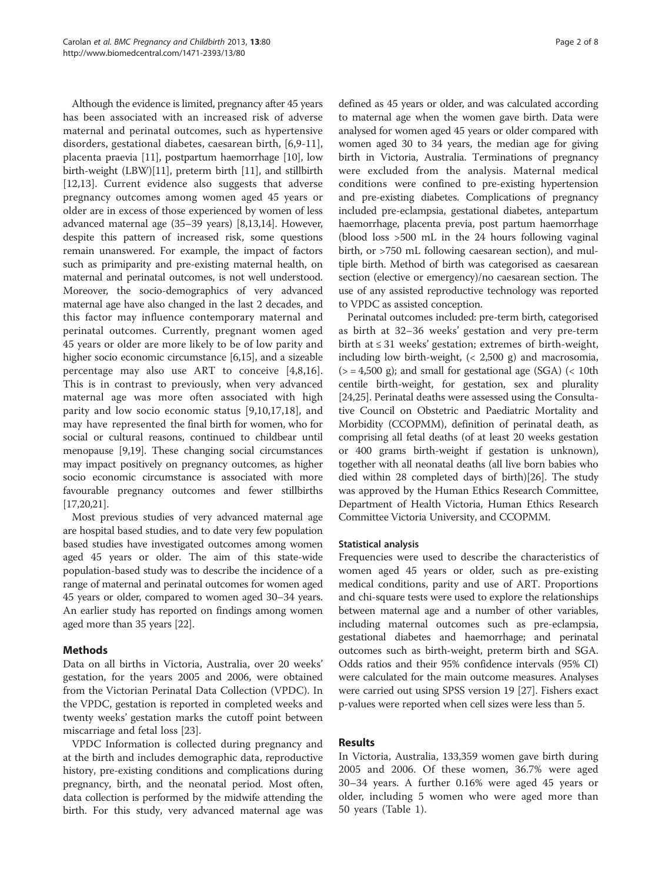Although the evidence is limited, pregnancy after 45 years has been associated with an increased risk of adverse maternal and perinatal outcomes, such as hypertensive disorders, gestational diabetes, caesarean birth, [6,9-11], placenta praevia [11], postpartum haemorrhage [10], low birth-weight (LBW)[11], preterm birth [11], and stillbirth [12,13]. Current evidence also suggests that adverse pregnancy outcomes among women aged 45 years or older are in excess of those experienced by women of less advanced maternal age (35–39 years) [8,13,14]. However, despite this pattern of increased risk, some questions remain unanswered. For example, the impact of factors such as primiparity and pre-existing maternal health, on maternal and perinatal outcomes, is not well understood. Moreover, the socio-demographics of very advanced maternal age have also changed in the last 2 decades, and this factor may influence contemporary maternal and perinatal outcomes. Currently, pregnant women aged 45 years or older are more likely to be of low parity and higher socio economic circumstance [6,15], and a sizeable percentage may also use ART to conceive [4,8,16]. This is in contrast to previously, when very advanced maternal age was more often associated with high parity and low socio economic status [9,10,17,18], and may have represented the final birth for women, who for social or cultural reasons, continued to childbear until menopause [9,19]. These changing social circumstances may impact positively on pregnancy outcomes, as higher socio economic circumstance is associated with more favourable pregnancy outcomes and fewer stillbirths [17,20,21].

Most previous studies of very advanced maternal age are hospital based studies, and to date very few population based studies have investigated outcomes among women aged 45 years or older. The aim of this state-wide population-based study was to describe the incidence of a range of maternal and perinatal outcomes for women aged 45 years or older, compared to women aged 30–34 years. An earlier study has reported on findings among women aged more than 35 years [22].

## Methods

Data on all births in Victoria, Australia, over 20 weeks' gestation, for the years 2005 and 2006, were obtained from the Victorian Perinatal Data Collection (VPDC). In the VPDC, gestation is reported in completed weeks and twenty weeks' gestation marks the cutoff point between miscarriage and fetal loss [23].

VPDC Information is collected during pregnancy and at the birth and includes demographic data, reproductive history, pre-existing conditions and complications during pregnancy, birth, and the neonatal period. Most often, data collection is performed by the midwife attending the birth. For this study, very advanced maternal age was defined as 45 years or older, and was calculated according to maternal age when the women gave birth. Data were analysed for women aged 45 years or older compared with women aged 30 to 34 years, the median age for giving birth in Victoria, Australia. Terminations of pregnancy were excluded from the analysis. Maternal medical conditions were confined to pre-existing hypertension and pre-existing diabetes. Complications of pregnancy included pre-eclampsia, gestational diabetes, antepartum haemorrhage, placenta previa, post partum haemorrhage (blood loss >500 mL in the 24 hours following vaginal birth, or >750 mL following caesarean section), and multiple birth. Method of birth was categorised as caesarean section (elective or emergency)/no caesarean section. The use of any assisted reproductive technology was reported to VPDC as assisted conception.

Perinatal outcomes included: pre-term birth, categorised as birth at 32–36 weeks' gestation and very pre-term birth at ≤ 31 weeks' gestation; extremes of birth-weight, including low birth-weight, (< 2,500 g) and macrosomia, (> = 4,500 g); and small for gestational age (SGA) (< 10th centile birth-weight, for gestation, sex and plurality [24,25]. Perinatal deaths were assessed using the Consultative Council on Obstetric and Paediatric Mortality and Morbidity (CCOPMM), definition of perinatal death, as comprising all fetal deaths (of at least 20 weeks gestation or 400 grams birth-weight if gestation is unknown), together with all neonatal deaths (all live born babies who died within 28 completed days of birth)[26]. The study was approved by the Human Ethics Research Committee, Department of Health Victoria, Human Ethics Research Committee Victoria University, and CCOPMM.

### Statistical analysis

Frequencies were used to describe the characteristics of women aged 45 years or older, such as pre-existing medical conditions, parity and use of ART. Proportions and chi-square tests were used to explore the relationships between maternal age and a number of other variables, including maternal outcomes such as pre-eclampsia, gestational diabetes and haemorrhage; and perinatal outcomes such as birth-weight, preterm birth and SGA. Odds ratios and their 95% confidence intervals (95% CI) were calculated for the main outcome measures. Analyses were carried out using SPSS version 19 [27]. Fishers exact p-values were reported when cell sizes were less than 5.

## Results

In Victoria, Australia, 133,359 women gave birth during 2005 and 2006. Of these women, 36.7% were aged 30–34 years. A further 0.16% were aged 45 years or older, including 5 women who were aged more than 50 years (Table 1).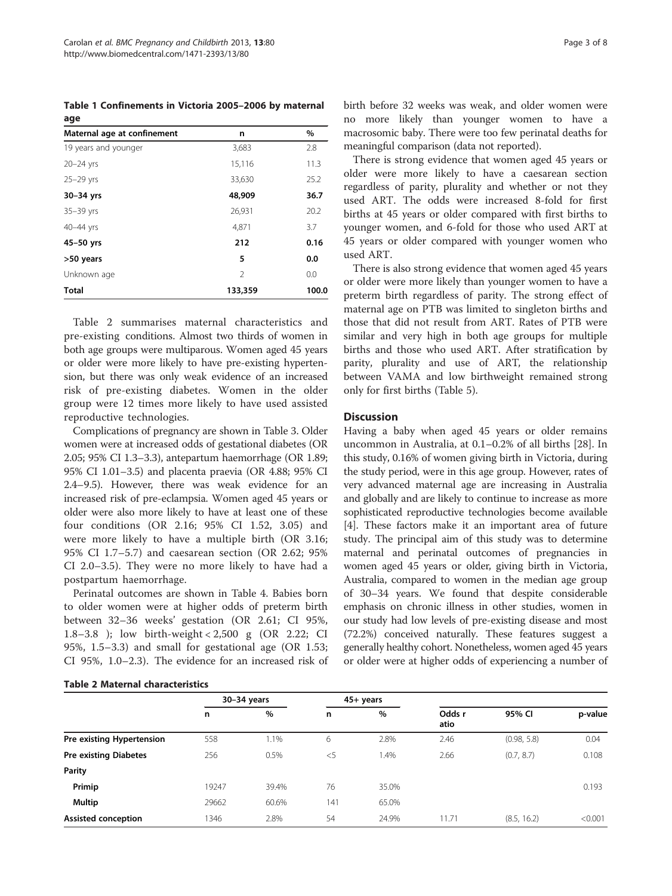**Table 1 Confinements in Victoria 2005–2006 by maternal age**

| Maternal age at confinement | n | % |
|---|---|---|
| 19 years and younger | 3,683 | 2.8 |
| 20–24 yrs | 15,116 | 11.3 |
| 25–29 yrs | 33,630 | 25.2 |
| **30–34 yrs** | **48,909** | **36.7** |
| 35–39 yrs | 26,931 | 20.2 |
| 40–44 yrs | 4,871 | 3.7 |
| **45–50 yrs** | **212** | **0.16** |
| **>50 years** | **5** | **0.0** |
| Unknown age | 2 | 0.0 |
| **Total** | **133,359** | **100.0** |

Table 2 summarises maternal characteristics and pre-existing conditions. Almost two thirds of women in both age groups were multiparous. Women aged 45 years or older were more likely to have pre-existing hypertension, but there was only weak evidence of an increased risk of pre-existing diabetes. Women in the older group were 12 times more likely to have used assisted reproductive technologies.

Complications of pregnancy are shown in Table 3. Older women were at increased odds of gestational diabetes (OR 2.05; 95% CI 1.3–3.3), antepartum haemorrhage (OR 1.89; 95% CI 1.01–3.5) and placenta praevia (OR 4.88; 95% CI 2.4–9.5). However, there was weak evidence for an increased risk of pre-eclampsia. Women aged 45 years or older were also more likely to have at least one of these four conditions (OR 2.16; 95% CI 1.52, 3.05) and were more likely to have a multiple birth (OR 3.16; 95% CI 1.7–5.7) and caesarean section (OR 2.62; 95% CI 2.0–3.5). They were no more likely to have had a postpartum haemorrhage.

Perinatal outcomes are shown in Table 4. Babies born to older women were at higher odds of preterm birth between 32–36 weeks' gestation (OR 2.61; CI 95%, 1.8–3.8 ); low birth-weight < 2,500 g (OR 2.22; CI 95%, 1.5–3.3) and small for gestational age (OR 1.53; CI 95%, 1.0–2.3). The evidence for an increased risk of birth before 32 weeks was weak, and older women were no more likely than younger women to have a macrosomic baby. There were too few perinatal deaths for meaningful comparison (data not reported).

There is strong evidence that women aged 45 years or older were more likely to have a caesarean section regardless of parity, plurality and whether or not they used ART. The odds were increased 8-fold for first births at 45 years or older compared with first births to younger women, and 6-fold for those who used ART at 45 years or older compared with younger women who used ART.

There is also strong evidence that women aged 45 years or older were more likely than younger women to have a preterm birth regardless of parity. The strong effect of maternal age on PTB was limited to singleton births and those that did not result from ART. Rates of PTB were similar and very high in both age groups for multiple births and those who used ART. After stratification by parity, plurality and use of ART, the relationship between VAMA and low birthweight remained strong only for first births (Table 5).

## Discussion

Having a baby when aged 45 years or older remains uncommon in Australia, at 0.1–0.2% of all births [28]. In this study, 0.16% of women giving birth in Victoria, during the study period, were in this age group. However, rates of very advanced maternal age are increasing in Australia and globally and are likely to continue to increase as more sophisticated reproductive technologies become available [4]. These factors make it an important area of future study. The principal aim of this study was to determine maternal and perinatal outcomes of pregnancies in women aged 45 years or older, giving birth in Victoria, Australia, compared to women in the median age group of 30–34 years. We found that despite considerable emphasis on chronic illness in other studies, women in our study had low levels of pre-existing disease and most (72.2%) conceived naturally. These features suggest a generally healthy cohort. Nonetheless, women aged 45 years or older were at higher odds of experiencing a number of

**Table 2 Maternal characteristics**

| | 30–34 years | | 45+ years | | | | |
|---|---|---|---|---|---|---|---|
| | n | % | n | % | Odds ratio | 95% CI | p-value |
| **Pre existing Hypertension** | 558 | 1.1% | 6 | 2.8% | 2.46 | (0.98, 5.8) | 0.04 |
| **Pre existing Diabetes** | 256 | 0.5% | <5 | 1.4% | 2.66 | (0.7, 8.7) | 0.108 |
| **Parity** | | | | | | | |
| **Primip** | 19247 | 39.4% | 76 | 35.0% | | | 0.193 |
| **Multip** | 29662 | 60.6% | 141 | 65.0% | | | |
| **Assisted conception** | 1346 | 2.8% | 54 | 24.9% | 11.71 | (8.5, 16.2) | <0.001 |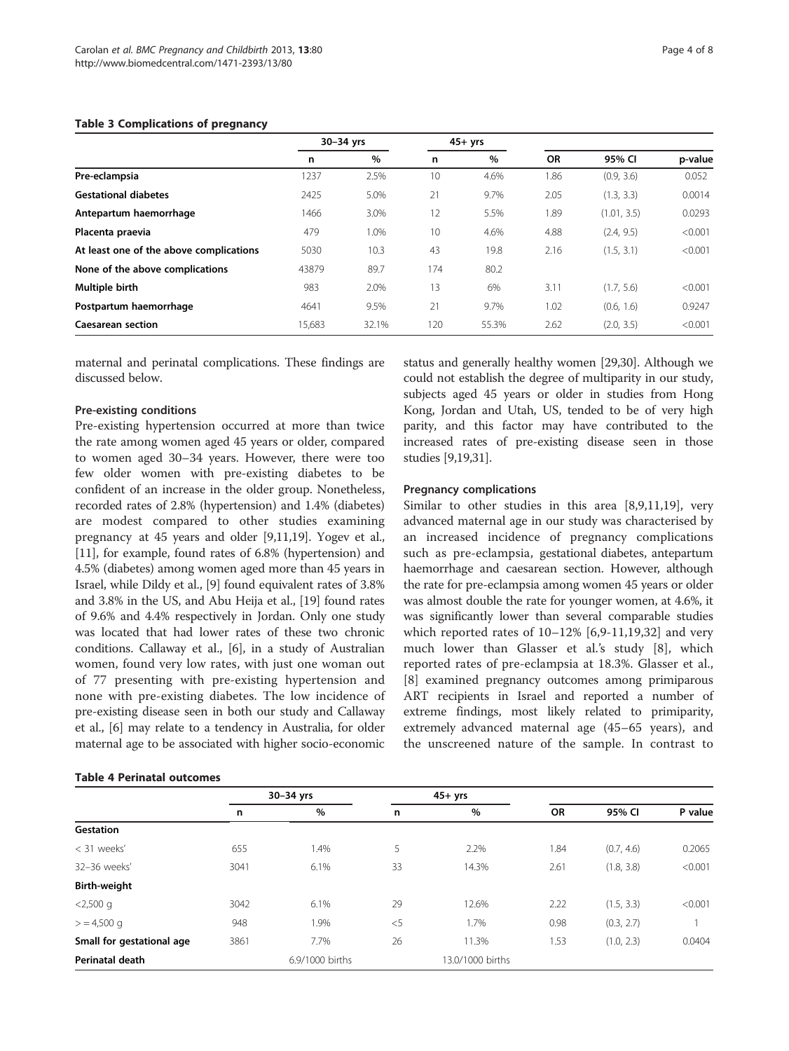**Table 3 Complications of pregnancy**

| | 30–34 yrs | | 45+ yrs | | | | |
|---|---|---|---|---|---|---|---|
| | n | % | n | % | OR | 95% CI | p-value |
| **Pre-eclampsia** | 1237 | 2.5% | 10 | 4.6% | 1.86 | (0.9, 3.6) | 0.052 |
| **Gestational diabetes** | 2425 | 5.0% | 21 | 9.7% | 2.05 | (1.3, 3.3) | 0.0014 |
| **Antepartum haemorrhage** | 1466 | 3.0% | 12 | 5.5% | 1.89 | (1.01, 3.5) | 0.0293 |
| **Placenta praevia** | 479 | 1.0% | 10 | 4.6% | 4.88 | (2.4, 9.5) | <0.001 |
| **At least one of the above complications** | 5030 | 10.3 | 43 | 19.8 | 2.16 | (1.5, 3.1) | <0.001 |
| **None of the above complications** | 43879 | 89.7 | 174 | 80.2 | | | |
| **Multiple birth** | 983 | 2.0% | 13 | 6% | 3.11 | (1.7, 5.6) | <0.001 |
| **Postpartum haemorrhage** | 4641 | 9.5% | 21 | 9.7% | 1.02 | (0.6, 1.6) | 0.9247 |
| **Caesarean section** | 15,683 | 32.1% | 120 | 55.3% | 2.62 | (2.0, 3.5) | <0.001 |

maternal and perinatal complications. These findings are discussed below.

### Pre-existing conditions

Pre-existing hypertension occurred at more than twice the rate among women aged 45 years or older, compared to women aged 30–34 years. However, there were too few older women with pre-existing diabetes to be confident of an increase in the older group. Nonetheless, recorded rates of 2.8% (hypertension) and 1.4% (diabetes) are modest compared to other studies examining pregnancy at 45 years and older [9,11,19]. Yogev et al., [11], for example, found rates of 6.8% (hypertension) and 4.5% (diabetes) among women aged more than 45 years in Israel, while Dildy et al., [9] found equivalent rates of 3.8% and 3.8% in the US, and Abu Heija et al., [19] found rates of 9.6% and 4.4% respectively in Jordan. Only one study was located that had lower rates of these two chronic conditions. Callaway et al., [6], in a study of Australian women, found very low rates, with just one woman out of 77 presenting with pre-existing hypertension and none with pre-existing diabetes. The low incidence of pre-existing disease seen in both our study and Callaway et al., [6] may relate to a tendency in Australia, for older maternal age to be associated with higher socio-economic status and generally healthy women [29,30]. Although we could not establish the degree of multiparity in our study, subjects aged 45 years or older in studies from Hong Kong, Jordan and Utah, US, tended to be of very high parity, and this factor may have contributed to the increased rates of pre-existing disease seen in those studies [9,19,31].

### Pregnancy complications

Similar to other studies in this area [8,9,11,19], very advanced maternal age in our study was characterised by an increased incidence of pregnancy complications such as pre-eclampsia, gestational diabetes, antepartum haemorrhage and caesarean section. However, although the rate for pre-eclampsia among women 45 years or older was almost double the rate for younger women, at 4.6%, it was significantly lower than several comparable studies which reported rates of 10–12% [6,9-11,19,32] and very much lower than Glasser et al.'s study [8], which reported rates of pre-eclampsia at 18.3%. Glasser et al., [8] examined pregnancy outcomes among primiparous ART recipients in Israel and reported a number of extreme findings, most likely related to primiparity, extremely advanced maternal age (45–65 years), and the unscreened nature of the sample. In contrast to

**Table 4 Perinatal outcomes**

| | 30–34 yrs | | 45+ yrs | | | | |
|---|---|---|---|---|---|---|---|
| | n | % | n | % | OR | 95% CI | P value |
| **Gestation** | | | | | | | |
| < 31 weeks' | 655 | 1.4% | 5 | 2.2% | 1.84 | (0.7, 4.6) | 0.2065 |
| 32–36 weeks' | 3041 | 6.1% | 33 | 14.3% | 2.61 | (1.8, 3.8) | <0.001 |
| **Birth-weight** | | | | | | | |
| <2,500 g | 3042 | 6.1% | 29 | 12.6% | 2.22 | (1.5, 3.3) | <0.001 |
| > = 4,500 g | 948 | 1.9% | <5 | 1.7% | 0.98 | (0.3, 2.7) | 1 |
| **Small for gestational age** | 3861 | 7.7% | 26 | 11.3% | 1.53 | (1.0, 2.3) | 0.0404 |
| **Perinatal death** | 6.9/1000 births | | 13.0/1000 births | | | | |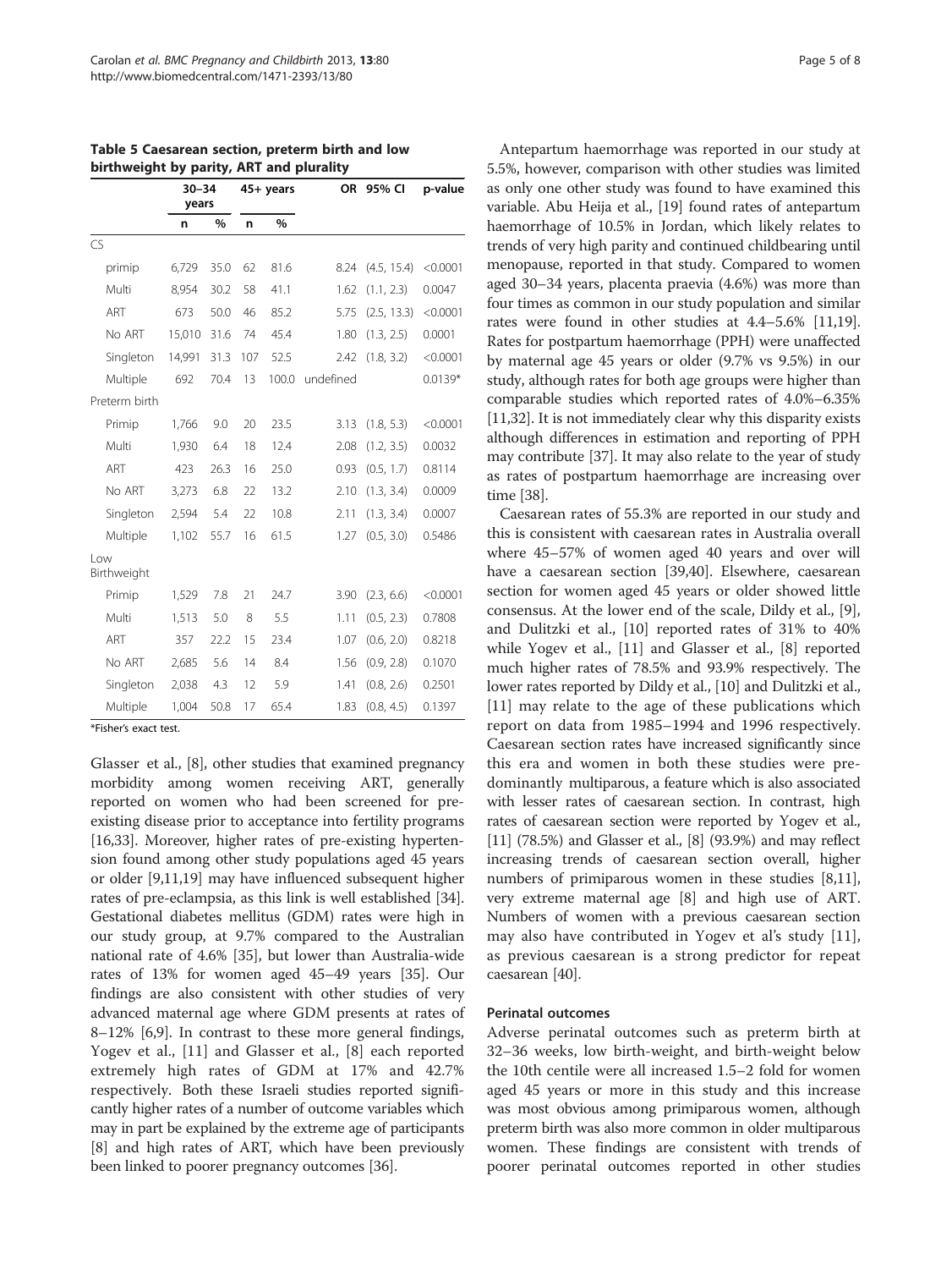**Table 5 Caesarean section, preterm birth and low birthweight by parity, ART and plurality**

| | 30–34 years | | 45+ years | | OR | 95% CI | p-value |
|---|---|---|---|---|---|---|---|
| | n | % | n | % | | | |
| CS | | | | | | | |
| primip | 6,729 | 35.0 | 62 | 81.6 | 8.24 | (4.5, 15.4) | <0.0001 |
| Multi | 8,954 | 30.2 | 58 | 41.1 | 1.62 | (1.1, 2.3) | 0.0047 |
| ART | 673 | 50.0 | 46 | 85.2 | 5.75 | (2.5, 13.3) | <0.0001 |
| No ART | 15,010 | 31.6 | 74 | 45.4 | 1.80 | (1.3, 2.5) | 0.0001 |
| Singleton | 14,991 | 31.3 | 107 | 52.5 | 2.42 | (1.8, 3.2) | <0.0001 |
| Multiple | 692 | 70.4 | 13 | 100.0 | undefined | | 0.0139* |
| Preterm birth | | | | | | | |
| Primip | 1,766 | 9.0 | 20 | 23.5 | 3.13 | (1.8, 5.3) | <0.0001 |
| Multi | 1,930 | 6.4 | 18 | 12.4 | 2.08 | (1.2, 3.5) | 0.0032 |
| ART | 423 | 26.3 | 16 | 25.0 | 0.93 | (0.5, 1.7) | 0.8114 |
| No ART | 3,273 | 6.8 | 22 | 13.2 | 2.10 | (1.3, 3.4) | 0.0009 |
| Singleton | 2,594 | 5.4 | 22 | 10.8 | 2.11 | (1.3, 3.4) | 0.0007 |
| Multiple | 1,102 | 55.7 | 16 | 61.5 | 1.27 | (0.5, 3.0) | 0.5486 |
| Low Birthweight | | | | | | | |
| Primip | 1,529 | 7.8 | 21 | 24.7 | 3.90 | (2.3, 6.6) | <0.0001 |
| Multi | 1,513 | 5.0 | 8 | 5.5 | 1.11 | (0.5, 2.3) | 0.7808 |
| ART | 357 | 22.2 | 15 | 23.4 | 1.07 | (0.6, 2.0) | 0.8218 |
| No ART | 2,685 | 5.6 | 14 | 8.4 | 1.56 | (0.9, 2.8) | 0.1070 |
| Singleton | 2,038 | 4.3 | 12 | 5.9 | 1.41 | (0.8, 2.6) | 0.2501 |
| Multiple | 1,004 | 50.8 | 17 | 65.4 | 1.83 | (0.8, 4.5) | 0.1397 |

*Fisher's exact test.

Glasser et al., [8], other studies that examined pregnancy morbidity among women receiving ART, generally reported on women who had been screened for pre-existing disease prior to acceptance into fertility programs [16,33]. Moreover, higher rates of pre-existing hypertension found among other study populations aged 45 years or older [9,11,19] may have influenced subsequent higher rates of pre-eclampsia, as this link is well established [34]. Gestational diabetes mellitus (GDM) rates were high in our study group, at 9.7% compared to the Australian national rate of 4.6% [35], but lower than Australia-wide rates of 13% for women aged 45–49 years [35]. Our findings are also consistent with other studies of very advanced maternal age where GDM presents at rates of 8–12% [6,9]. In contrast to these more general findings, Yogev et al., [11] and Glasser et al., [8] each reported extremely high rates of GDM at 17% and 42.7% respectively. Both these Israeli studies reported significantly higher rates of a number of outcome variables which may in part be explained by the extreme age of participants [8] and high rates of ART, which have been previously been linked to poorer pregnancy outcomes [36].

Antepartum haemorrhage was reported in our study at 5.5%, however, comparison with other studies was limited as only one other study was found to have examined this variable. Abu Heija et al., [19] found rates of antepartum haemorrhage of 10.5% in Jordan, which likely relates to trends of very high parity and continued childbearing until menopause, reported in that study. Compared to women aged 30–34 years, placenta praevia (4.6%) was more than four times as common in our study population and similar rates were found in other studies at 4.4–5.6% [11,19]. Rates for postpartum haemorrhage (PPH) were unaffected by maternal age 45 years or older (9.7% vs 9.5%) in our study, although rates for both age groups were higher than comparable studies which reported rates of 4.0%–6.35% [11,32]. It is not immediately clear why this disparity exists although differences in estimation and reporting of PPH may contribute [37]. It may also relate to the year of study as rates of postpartum haemorrhage are increasing over time [38].

Caesarean rates of 55.3% are reported in our study and this is consistent with caesarean rates in Australia overall where 45–57% of women aged 40 years and over will have a caesarean section [39,40]. Elsewhere, caesarean section for women aged 45 years or older showed little consensus. At the lower end of the scale, Dildy et al., [9], and Dulitzki et al., [10] reported rates of 31% to 40% while Yogev et al., [11] and Glasser et al., [8] reported much higher rates of 78.5% and 93.9% respectively. The lower rates reported by Dildy et al., [10] and Dulitzki et al., [11] may relate to the age of these publications which report on data from 1985–1994 and 1996 respectively. Caesarean section rates have increased significantly since this era and women in both these studies were predominantly multiparous, a feature which is also associated with lesser rates of caesarean section. In contrast, high rates of caesarean section were reported by Yogev et al., [11] (78.5%) and Glasser et al., [8] (93.9%) and may reflect increasing trends of caesarean section overall, higher numbers of primiparous women in these studies [8,11], very extreme maternal age [8] and high use of ART. Numbers of women with a previous caesarean section may also have contributed in Yogev et al's study [11], as previous caesarean is a strong predictor for repeat caesarean [40].

#### Perinatal outcomes

Adverse perinatal outcomes such as preterm birth at 32–36 weeks, low birth-weight, and birth-weight below the 10th centile were all increased 1.5–2 fold for women aged 45 years or more in this study and this increase was most obvious among primiparous women, although preterm birth was also more common in older multiparous women. These findings are consistent with trends of poorer perinatal outcomes reported in other studies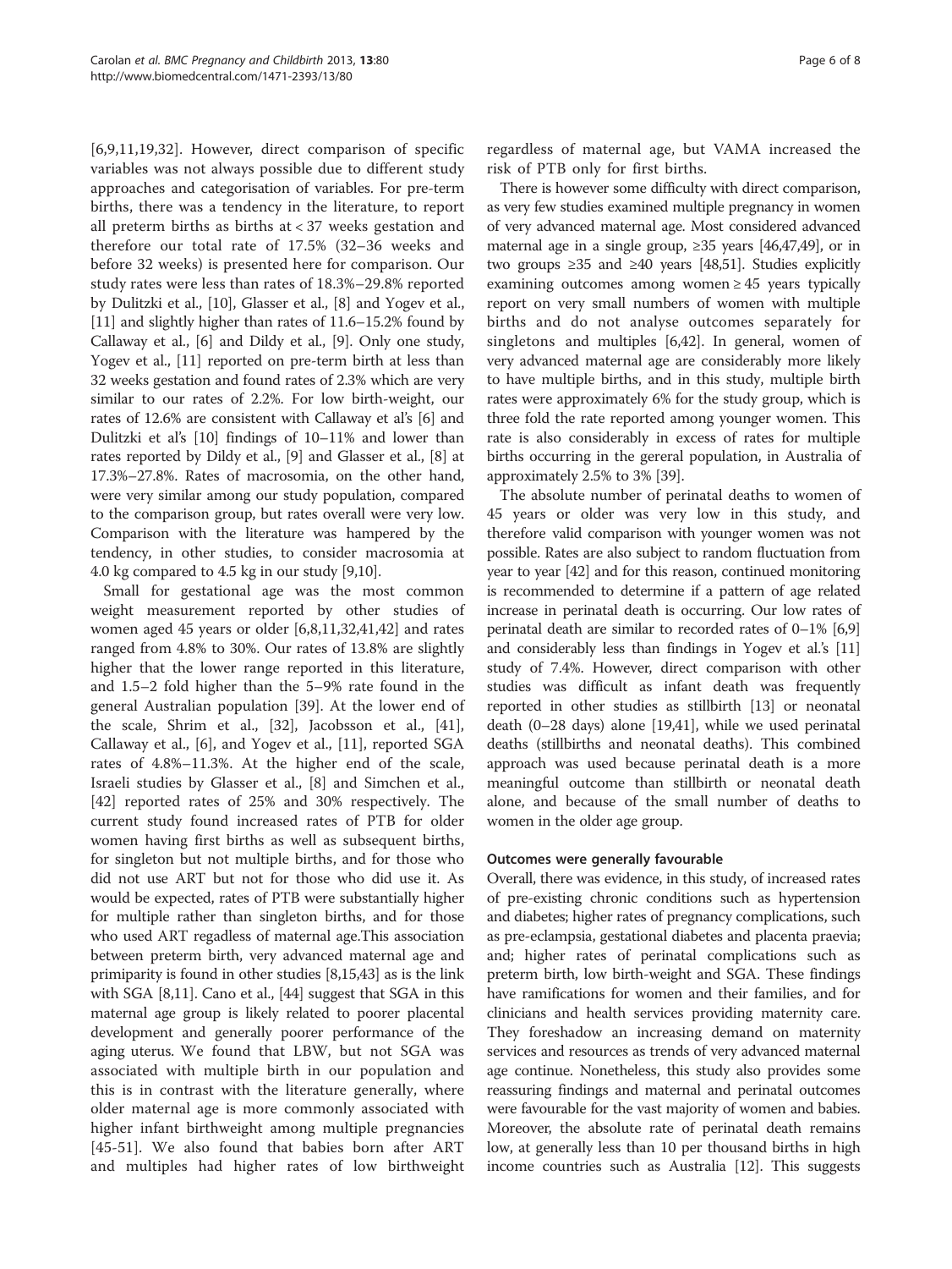[6,9,11,19,32]. However, direct comparison of specific variables was not always possible due to different study approaches and categorisation of variables. For pre-term births, there was a tendency in the literature, to report all preterm births as births at < 37 weeks gestation and therefore our total rate of 17.5% (32–36 weeks and before 32 weeks) is presented here for comparison. Our study rates were less than rates of 18.3%–29.8% reported by Dulitzki et al., [10], Glasser et al., [8] and Yogev et al., [11] and slightly higher than rates of 11.6–15.2% found by Callaway et al., [6] and Dildy et al., [9]. Only one study, Yogev et al., [11] reported on pre-term birth at less than 32 weeks gestation and found rates of 2.3% which are very similar to our rates of 2.2%. For low birth-weight, our rates of 12.6% are consistent with Callaway et al's [6] and Dulitzki et al's [10] findings of 10–11% and lower than rates reported by Dildy et al., [9] and Glasser et al., [8] at 17.3%–27.8%. Rates of macrosomia, on the other hand, were very similar among our study population, compared to the comparison group, but rates overall were very low. Comparison with the literature was hampered by the tendency, in other studies, to consider macrosomia at 4.0 kg compared to 4.5 kg in our study [9,10].

Small for gestational age was the most common weight measurement reported by other studies of women aged 45 years or older [6,8,11,32,41,42] and rates ranged from 4.8% to 30%. Our rates of 13.8% are slightly higher that the lower range reported in this literature, and 1.5–2 fold higher than the 5–9% rate found in the general Australian population [39]. At the lower end of the scale, Shrim et al., [32], Jacobsson et al., [41], Callaway et al., [6], and Yogev et al., [11], reported SGA rates of 4.8%–11.3%. At the higher end of the scale, Israeli studies by Glasser et al., [8] and Simchen et al., [42] reported rates of 25% and 30% respectively. The current study found increased rates of PTB for older women having first births as well as subsequent births, for singleton but not multiple births, and for those who did not use ART but not for those who did use it. As would be expected, rates of PTB were substantially higher for multiple rather than singleton births, and for those who used ART regadless of maternal age.This association between preterm birth, very advanced maternal age and primiparity is found in other studies [8,15,43] as is the link with SGA [8,11]. Cano et al., [44] suggest that SGA in this maternal age group is likely related to poorer placental development and generally poorer performance of the aging uterus. We found that LBW, but not SGA was associated with multiple birth in our population and this is in contrast with the literature generally, where older maternal age is more commonly associated with higher infant birthweight among multiple pregnancies [45-51]. We also found that babies born after ART and multiples had higher rates of low birthweight regardless of maternal age, but VAMA increased the risk of PTB only for first births.

There is however some difficulty with direct comparison, as very few studies examined multiple pregnancy in women of very advanced maternal age. Most considered advanced maternal age in a single group, ≥35 years [46,47,49], or in two groups ≥35 and ≥40 years [48,51]. Studies explicitly examining outcomes among women ≥ 45 years typically report on very small numbers of women with multiple births and do not analyse outcomes separately for singletons and multiples [6,42]. In general, women of very advanced maternal age are considerably more likely to have multiple births, and in this study, multiple birth rates were approximately 6% for the study group, which is three fold the rate reported among younger women. This rate is also considerably in excess of rates for multiple births occurring in the gereral population, in Australia of approximately 2.5% to 3% [39].

The absolute number of perinatal deaths to women of 45 years or older was very low in this study, and therefore valid comparison with younger women was not possible. Rates are also subject to random fluctuation from year to year [42] and for this reason, continued monitoring is recommended to determine if a pattern of age related increase in perinatal death is occurring. Our low rates of perinatal death are similar to recorded rates of 0–1% [6,9] and considerably less than findings in Yogev et al.'s [11] study of 7.4%. However, direct comparison with other studies was difficult as infant death was frequently reported in other studies as stillbirth [13] or neonatal death (0–28 days) alone [19,41], while we used perinatal deaths (stillbirths and neonatal deaths). This combined approach was used because perinatal death is a more meaningful outcome than stillbirth or neonatal death alone, and because of the small number of deaths to women in the older age group.

### Outcomes were generally favourable

Overall, there was evidence, in this study, of increased rates of pre-existing chronic conditions such as hypertension and diabetes; higher rates of pregnancy complications, such as pre-eclampsia, gestational diabetes and placenta praevia; and; higher rates of perinatal complications such as preterm birth, low birth-weight and SGA. These findings have ramifications for women and their families, and for clinicians and health services providing maternity care. They foreshadow an increasing demand on maternity services and resources as trends of very advanced maternal age continue. Nonetheless, this study also provides some reassuring findings and maternal and perinatal outcomes were favourable for the vast majority of women and babies. Moreover, the absolute rate of perinatal death remains low, at generally less than 10 per thousand births in high income countries such as Australia [12]. This suggests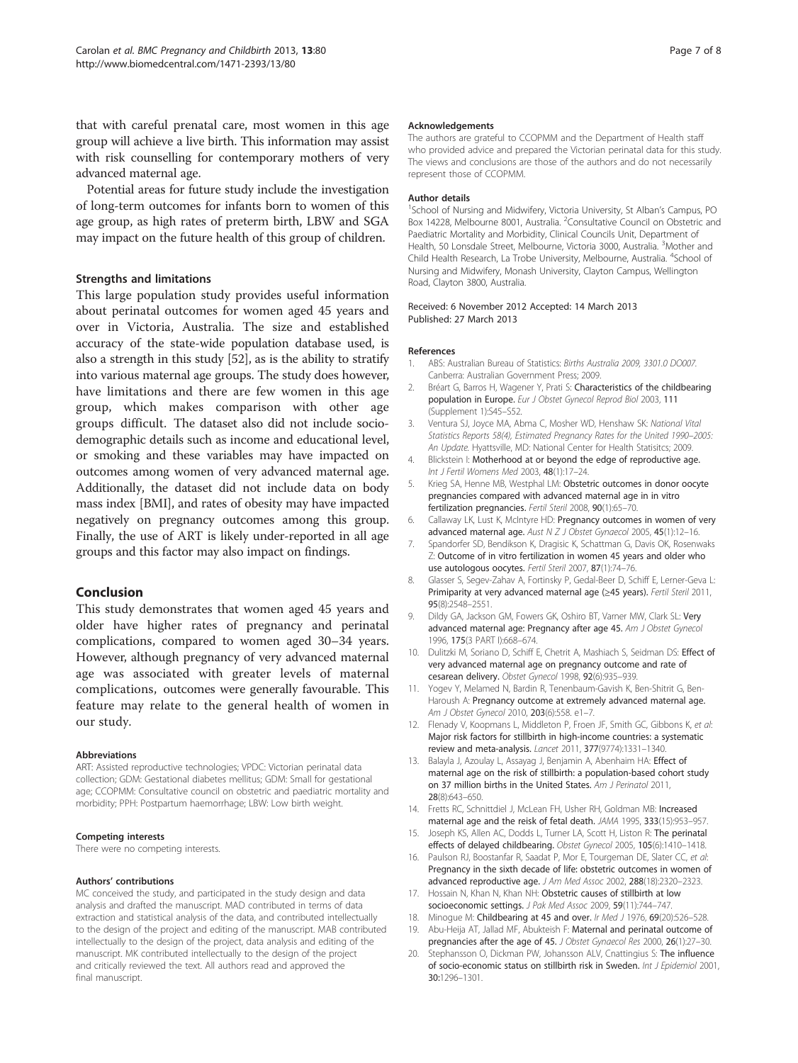that with careful prenatal care, most women in this age group will achieve a live birth. This information may assist with risk counselling for contemporary mothers of very advanced maternal age.

Potential areas for future study include the investigation of long-term outcomes for infants born to women of this age group, as high rates of preterm birth, LBW and SGA may impact on the future health of this group of children.

### Strengths and limitations

This large population study provides useful information about perinatal outcomes for women aged 45 years and over in Victoria, Australia. The size and established accuracy of the state-wide population database used, is also a strength in this study [52], as is the ability to stratify into various maternal age groups. The study does however, have limitations and there are few women in this age group, which makes comparison with other age groups difficult. The dataset also did not include socio-demographic details such as income and educational level, or smoking and these variables may have impacted on outcomes among women of very advanced maternal age. Additionally, the dataset did not include data on body mass index [BMI], and rates of obesity may have impacted negatively on pregnancy outcomes among this group. Finally, the use of ART is likely under-reported in all age groups and this factor may also impact on findings.

## Conclusion

This study demonstrates that women aged 45 years and older have higher rates of pregnancy and perinatal complications, compared to women aged 30–34 years. However, although pregnancy of very advanced maternal age was associated with greater levels of maternal complications, outcomes were generally favourable. This feature may relate to the general health of women in our study.

#### Abbreviations

ART: Assisted reproductive technologies; VPDC: Victorian perinatal data collection; GDM: Gestational diabetes mellitus; GDM: Small for gestational age; CCOPMM: Consultative council on obstetric and paediatric mortality and morbidity; PPH: Postpartum haemorrhage; LBW: Low birth weight.

#### Competing interests

There were no competing interests.

#### Authors' contributions

MC conceived the study, and participated in the study design and data analysis and drafted the manuscript. MAD contributed in terms of data extraction and statistical analysis of the data, and contributed intellectually to the design of the project and editing of the manuscript. MAB contributed intellectually to the design of the project, data analysis and editing of the manuscript. MK contributed intellectually to the design of the project and critically reviewed the text. All authors read and approved the final manuscript.

#### Acknowledgements

The authors are grateful to CCOPMM and the Department of Health staff who provided advice and prepared the Victorian perinatal data for this study. The views and conclusions are those of the authors and do not necessarily represent those of CCOPMM.

#### Author details

[1]School of Nursing and Midwifery, Victoria University, St Alban's Campus, PO Box 14228, Melbourne 8001, Australia. [2]Consultative Council on Obstetric and Paediatric Mortality and Morbidity, Clinical Councils Unit, Department of Health, 50 Lonsdale Street, Melbourne, Victoria 3000, Australia. [3]Mother and Child Health Research, La Trobe University, Melbourne, Australia. [4]School of Nursing and Midwifery, Monash University, Clayton Campus, Wellington Road, Clayton 3800, Australia.

Received: 6 November 2012 Accepted: 14 March 2013
Published: 27 March 2013

#### References

1. ABS: Australian Bureau of Statistics: *Births Australia 2009, 3301.0 DO007.* Canberra: Australian Government Press; 2009.
2. Bréart G, Barros H, Wagener Y, Prati S: **Characteristics of the childbearing population in Europe.** *Eur J Obstet Gynecol Reprod Biol* 2003, **111** (Supplement 1):S45–S52.
3. Ventura SJ, Joyce MA, Abma C, Mosher WD, Henshaw SK: *National Vital Statistics Reports 58(4), Estimated Pregnancy Rates for the United 1990–2005: An Update.* Hyattsville, MD: National Center for Health Statisitcs; 2009.
4. Blickstein I: **Motherhood at or beyond the edge of reproductive age.** *Int J Fertil Womens Med* 2003, **48**(1):17–24.
5. Krieg SA, Henne MB, Westphal LM: **Obstetric outcomes in donor oocyte pregnancies compared with advanced maternal age in in vitro fertilization pregnancies.** *Fertil Steril* 2008, **90**(1):65–70.
6. Callaway LK, Lust K, McIntyre HD: **Pregnancy outcomes in women of very advanced maternal age.** *Aust N Z J Obstet Gynaecol* 2005, **45**(1):12–16.
7. Spandorfer SD, Bendikson K, Dragisic K, Schattman G, Davis OK, Rosenwaks Z: **Outcome of in vitro fertilization in women 45 years and older who use autologous oocytes.** *Fertil Steril* 2007, **87**(1):74–76.
8. Glasser S, Segev-Zahav A, Fortinsky P, Gedal-Beer D, Schiff E, Lerner-Geva L: **Primiparity at very advanced maternal age (≥45 years).** *Fertil Steril* 2011, **95**(8):2548–2551.
9. Dildy GA, Jackson GM, Fowers GK, Oshiro BT, Varner MW, Clark SL: **Very advanced maternal age: Pregnancy after age 45.** *Am J Obstet Gynecol* 1996, **175**(3 PART I):668–674.
10. Dulitzki M, Soriano D, Schiff E, Chetrit A, Mashiach S, Seidman DS: **Effect of very advanced maternal age on pregnancy outcome and rate of cesarean delivery.** *Obstet Gynecol* 1998, **92**(6):935–939.
11. Yogev Y, Melamed N, Bardin R, Tenenbaum-Gavish K, Ben-Shitrit G, Ben-Haroush A: **Pregnancy outcome at extremely advanced maternal age.** *Am J Obstet Gynecol* 2010, **203**(6):558. e1–7.
12. Flenady V, Koopmans L, Middleton P, Froen JF, Smith GC, Gibbons K, *et al*: **Major risk factors for stillbirth in high-income countries: a systematic review and meta-analysis.** *Lancet* 2011, **377**(9774):1331–1340.
13. Balayla J, Azoulay L, Assayag J, Benjamin A, Abenhaim HA: **Effect of maternal age on the risk of stillbirth: a population-based cohort study on 37 million births in the United States.** *Am J Perinatol* 2011, **28**(8):643–650.
14. Fretts RC, Schnittdiel J, McLean FH, Usher RH, Goldman MB: **Increased maternal age and the reisk of fetal death.** *JAMA* 1995, **333**(15):953–957.
15. Joseph KS, Allen AC, Dodds L, Turner LA, Scott H, Liston R: **The perinatal effects of delayed childbearing.** *Obstet Gynecol* 2005, **105**(6):1410–1418.
16. Paulson RJ, Boostanfar R, Saadat P, Mor E, Tourgeman DE, Slater CC, *et al*: **Pregnancy in the sixth decade of life: obstetric outcomes in women of advanced reproductive age.** *J Am Med Assoc* 2002, **288**(18):2320–2323.
17. Hossain N, Khan N, Khan NH: **Obstetric causes of stillbirth at low socioeconomic settings.** *J Pak Med Assoc* 2009, **59**(11):744–747.
18. Minogue M: **Childbearing at 45 and over.** *Ir Med J* 1976, **69**(20):526–528.
19. Abu-Heija AT, Jallad MF, Abukteish F: **Maternal and perinatal outcome of pregnancies after the age of 45.** *J Obstet Gynaecol Res* 2000, **26**(1):27–30.
20. Stephansson O, Dickman PW, Johansson ALV, Cnattingius S: **The influence of socio-economic status on stillbirth risk in Sweden.** *Int J Epidemiol* 2001, **30**:1296–1301.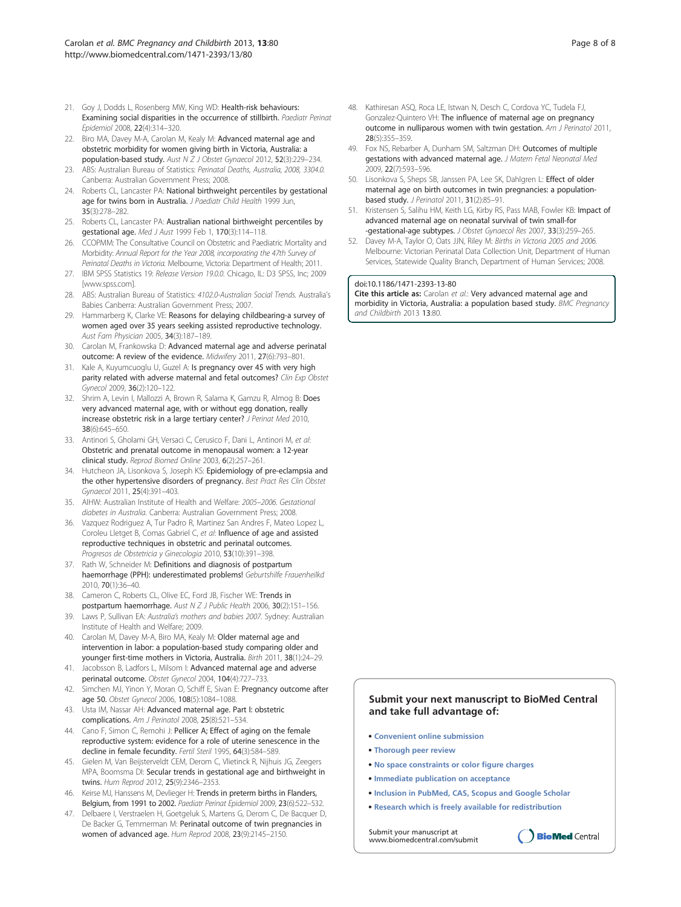21. Goy J, Dodds L, Rosenberg MW, King WD: **Health-risk behaviours: Examining social disparities in the occurrence of stillbirth.** *Paediatr Perinat Epidemiol* 2008, **22**(4):314–320.
22. Biro MA, Davey M-A, Carolan M, Kealy M: **Advanced maternal age and obstetric morbidity for women giving birth in Victoria, Australia: a population-based study.** *Aust N Z J Obstet Gynaecol* 2012, **52**(3):229–234.
23. ABS: Australian Bureau of Statistics: *Perinatal Deaths, Australia, 2008, 3304.0.* Canberra: Australian Government Press; 2008.
24. Roberts CL, Lancaster PA: **National birthweight percentiles by gestational age for twins born in Australia.** *J Paediatr Child Health* 1999 Jun, **35**(3):278–282.
25. Roberts CL, Lancaster PA: **Australian national birthweight percentiles by gestational age.** *Med J Aust* 1999 Feb 1, **170**(3):114–118.
26. CCOPMM: The Consultative Council on Obstetric and Paediatric Mortality and Morbidity: *Annual Report for the Year 2008, incorporating the 47th Survey of Perinatal Deaths in Victoria.* Melbourne, Victoria: Department of Health; 2011.
27. IBM SPSS Statistics 19: *Release Version 19.0.0.* Chicago, IL: D3 SPSS, Inc; 2009 [www.spss.com].
28. ABS: Australian Bureau of Statistics: *4102.0-Australian Social Trends.* Australia's Babies Canberra: Australian Government Press; 2007.
29. Hammarberg K, Clarke VE: **Reasons for delaying childbearing-a survey of women aged over 35 years seeking assisted reproductive technology.** *Aust Fam Physician* 2005, **34**(3):187–189.
30. Carolan M, Frankowska D: **Advanced maternal age and adverse perinatal outcome: A review of the evidence.** *Midwifery* 2011, **27**(6):793–801.
31. Kale A, Kuyumcuoglu U, Guzel A: **Is pregnancy over 45 with very high parity related with adverse maternal and fetal outcomes?** *Clin Exp Obstet Gynecol* 2009, **36**(2):120–122.
32. Shrim A, Levin I, Mallozzi A, Brown R, Salama K, Gamzu R, Almog B: **Does very advanced maternal age, with or without egg donation, really increase obstetric risk in a large tertiary center?** *J Perinat Med* 2010, **38**(6):645–650.
33. Antinori S, Gholami GH, Versaci C, Cerusico F, Dani L, Antinori M, *et al*: **Obstetric and prenatal outcome in menopausal women: a 12-year clinical study.** *Reprod Biomed Online* 2003, **6**(2):257–261.
34. Hutcheon JA, Lisonkova S, Joseph KS: **Epidemiology of pre-eclampsia and the other hypertensive disorders of pregnancy.** *Best Pract Res Clin Obstet Gynaecol* 2011, **25**(4):391–403.
35. AIHW: Australian Institute of Health and Welfare: *2005–2006. Gestational diabetes in Australia.* Canberra: Australian Government Press; 2008.
36. Vazquez Rodriguez A, Tur Padro R, Martinez San Andres F, Mateo Lopez L, Coroleu Lletget B, Comas Gabriel C, *et al*: **Influence of age and assisted reproductive techniques in obstetric and perinatal outcomes.** *Progresos de Obstetricia y Ginecologia* 2010, **53**(10):391–398.
37. Rath W, Schneider M: **Definitions and diagnosis of postpartum haemorrhage (PPH): underestimated problems!** *Geburtshilfe Frauenheilkd* 2010, **70**(1):36–40.
38. Cameron C, Roberts CL, Olive EC, Ford JB, Fischer WE: **Trends in postpartum haemorrhage.** *Aust N Z J Public Health* 2006, **30**(2):151–156.
39. Laws P, Sullivan EA: *Australia's mothers and babies 2007.* Sydney: Australian Institute of Health and Welfare; 2009.
40. Carolan M, Davey M-A, Biro MA, Kealy M: **Older maternal age and intervention in labor: a population-based study comparing older and younger first-time mothers in Victoria, Australia.** *Birth* 2011, **38**(1):24–29.
41. Jacobsson B, Ladfors L, Milsom I: **Advanced maternal age and adverse perinatal outcome.** *Obstet Gynecol* 2004, **104**(4):727–733.
42. Simchen MJ, Yinon Y, Moran O, Schiff E, Sivan E: **Pregnancy outcome after age 50.** *Obstet Gynecol* 2006, **108**(5):1084–1088.
43. Usta IM, Nassar AH: **Advanced maternal age. Part I: obstetric complications.** *Am J Perinatol* 2008, **25**(8):521–534.
44. Cano F, Simon C, Remohi J: **Pellicer A; Effect of aging on the female reproductive system: evidence for a role of uterine senescence in the decline in female fecundity.** *Fertil Steril* 1995, **64**(3):584–589.
45. Gielen M, Van Beijsterveldt CEM, Derom C, Vlietinck R, Nijhuis JG, Zeegers MPA, Boomsma DI: **Secular trends in gestational age and birthweight in twins.** *Hum Reprod* 2012, **25**(9):2346–2353.
46. Keirse MJ, Hanssens M, Devlieger H: **Trends in preterm births in Flanders, Belgium, from 1991 to 2002.** *Paediatr Perinat Epidemiol* 2009, **23**(6):522–532.
47. Delbaere I, Verstraelen H, Goetgeluk S, Martens G, Derom C, De Bacquer D, De Backer G, Temmerman M: **Perinatal outcome of twin pregnancies in women of advanced age.** *Hum Reprod* 2008, **23**(9):2145–2150.
48. Kathiresan ASQ, Roca LE, Istwan N, Desch C, Cordova YC, Tudela FJ, Gonzalez-Quintero VH: **The influence of maternal age on pregnancy outcome in nulliparous women with twin gestation.** *Am J Perinatol* 2011, **28**(5):355–359.
49. Fox NS, Rebarber A, Dunham SM, Saltzman DH: **Outcomes of multiple gestations with advanced maternal age.** *J Matern Fetal Neonatal Med* 2009, **22**(7):593–596.
50. Lisonkova S, Sheps SB, Janssen PA, Lee SK, Dahlgren L: **Effect of older maternal age on birth outcomes in twin pregnancies: a population-based study.** *J Perinatol* 2011, **31**(2):85–91.
51. Kristensen S, Salihu HM, Keith LG, Kirby RS, Pass MAB, Fowler KB: **Impact of advanced maternal age on neonatal survival of twin small-for-gestational-age subtypes.** *J Obstet Gynaecol Res* 2007, **33**(3):259–265.
52. Davey M-A, Taylor O, Oats JJN, Riley M: *Births in Victoria 2005 and 2006.* Melbourne: Victorian Perinatal Data Collection Unit, Department of Human Services, Statewide Quality Branch, Department of Human Services; 2008.

doi:10.1186/1471-2393-13-80
**Cite this article as:** Carolan *et al.*: Very advanced maternal age and morbidity in Victoria, Australia: a population based study. *BMC Pregnancy and Childbirth* 2013 **13**:80.

**Submit your next manuscript to BioMed Central and take full advantage of:**

- **Convenient online submission**
- **Thorough peer review**
- **No space constraints or color figure charges**
- **Immediate publication on acceptance**
- **Inclusion in PubMed, CAS, Scopus and Google Scholar**
- **Research which is freely available for redistribution**

Submit your manuscript at
www.biomedcentral.com/submit

BioMed Central